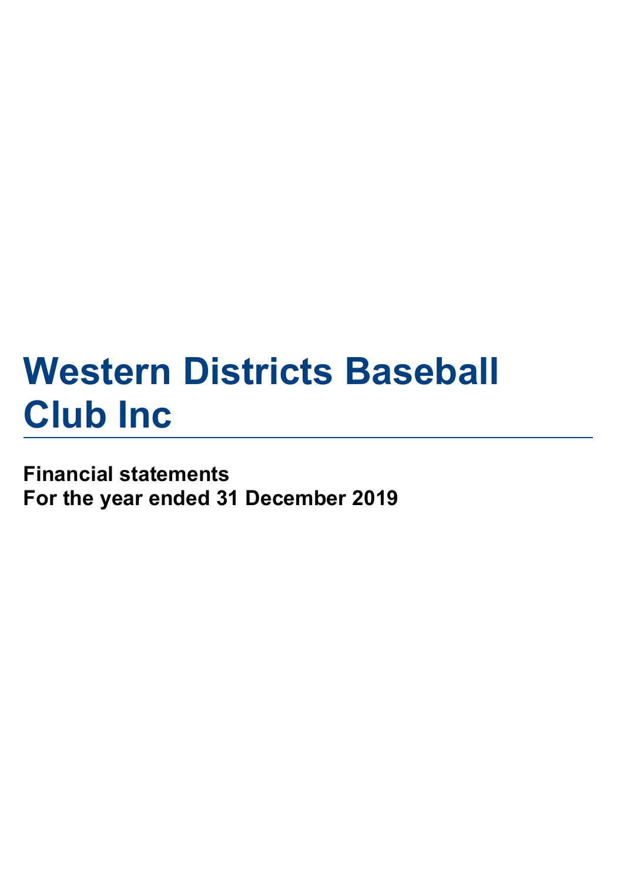# Western Districts Baseball Club Inc

**Financial statements**
**For the year ended 31 December 2019**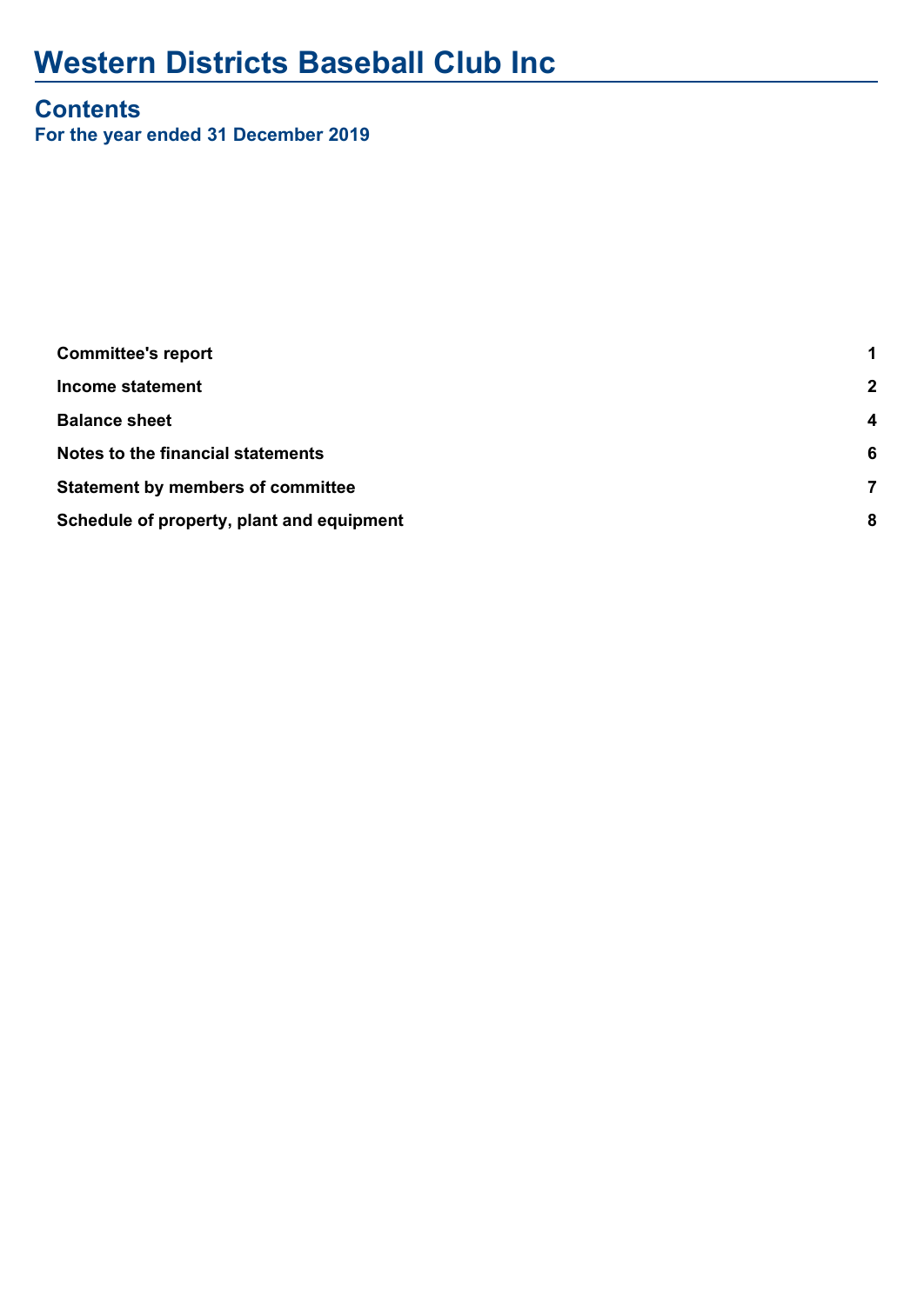# Western Districts Baseball Club Inc

## Contents

**For the year ended 31 December 2019**

| | |
|---|---|
| **Committee's report** | **1** |
| **Income statement** | **2** |
| **Balance sheet** | **4** |
| **Notes to the financial statements** | **6** |
| **Statement by members of committee** | **7** |
| **Schedule of property, plant and equipment** | **8** |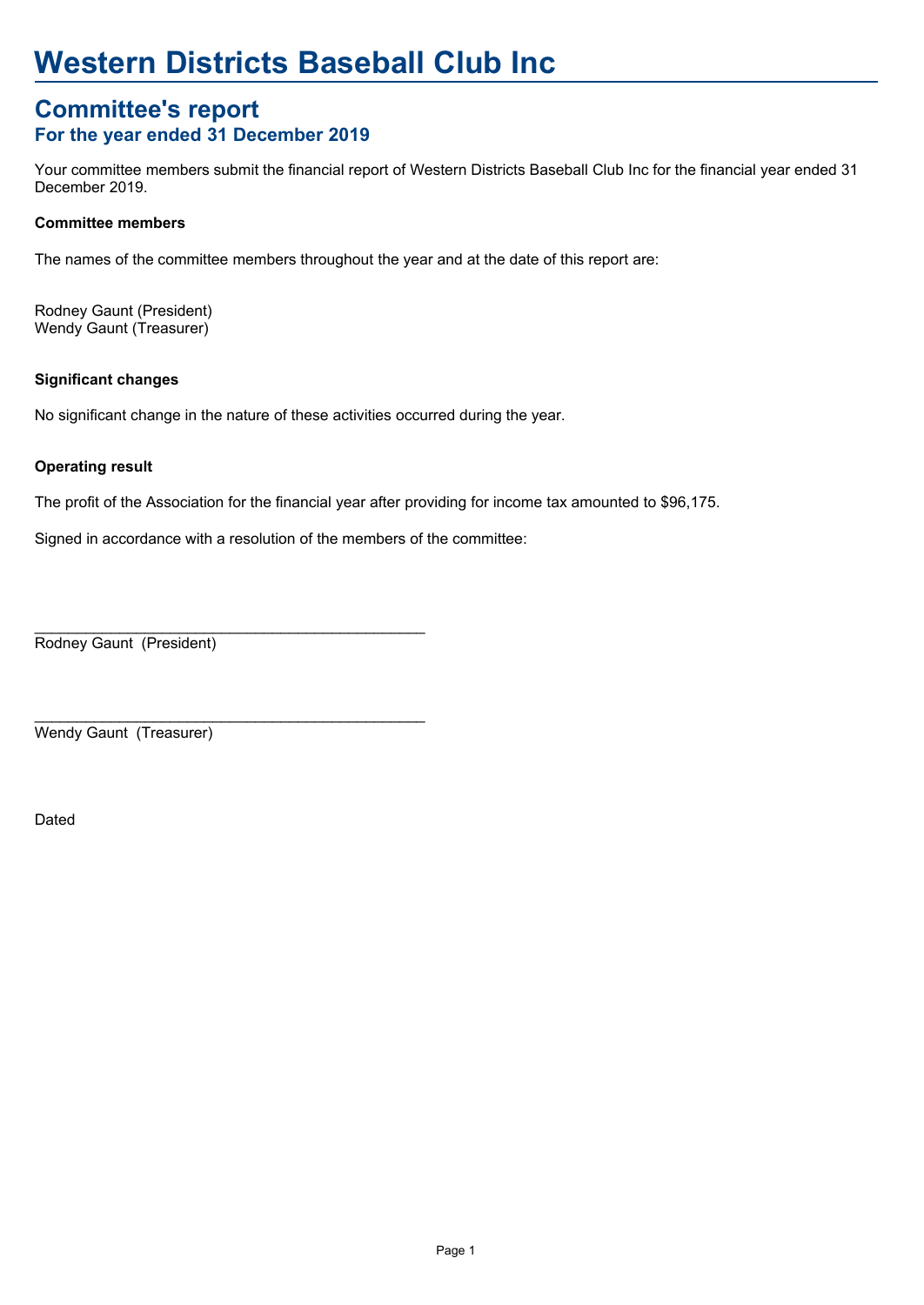# Western Districts Baseball Club Inc

## Committee's report

### For the year ended 31 December 2019

Your committee members submit the financial report of Western Districts Baseball Club Inc for the financial year ended 31 December 2019.

**Committee members**

The names of the committee members throughout the year and at the date of this report are:

Rodney Gaunt (President)
Wendy Gaunt (Treasurer)

**Significant changes**

No significant change in the nature of these activities occurred during the year.

**Operating result**

The profit of the Association for the financial year after providing for income tax amounted to $96,175.

Signed in accordance with a resolution of the members of the committee:

_______________________________________________
Rodney Gaunt (President)

_______________________________________________
Wendy Gaunt (Treasurer)

Dated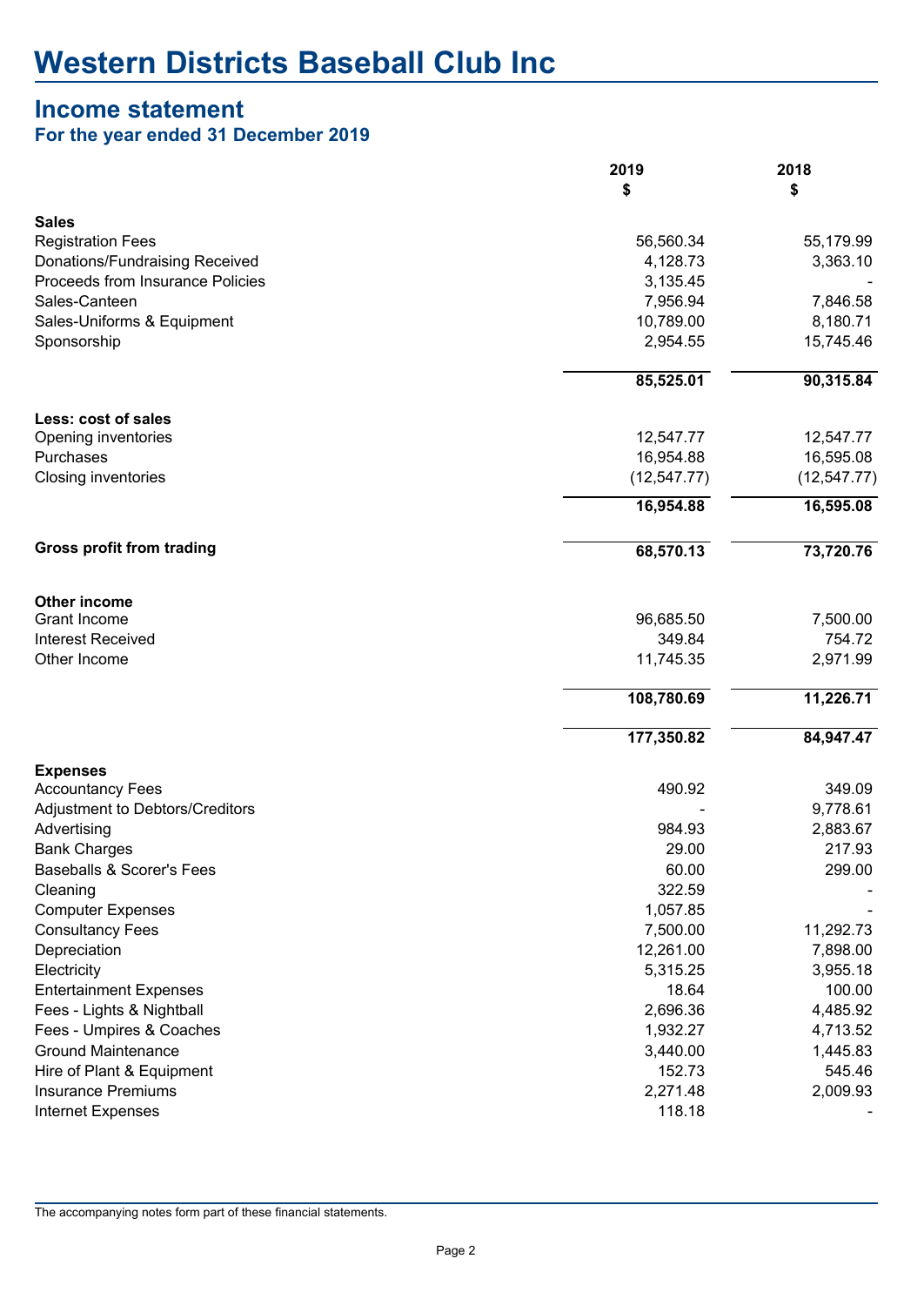# Western Districts Baseball Club Inc

## Income statement

### For the year ended 31 December 2019

| | 2019<br>$ | 2018<br>$ |
|---|---|---|
| **Sales** | | |
| Registration Fees | 56,560.34 | 55,179.99 |
| Donations/Fundraising Received | 4,128.73 | 3,363.10 |
| Proceeds from Insurance Policies | 3,135.45 | - |
| Sales-Canteen | 7,956.94 | 7,846.58 |
| Sales-Uniforms & Equipment | 10,789.00 | 8,180.71 |
| Sponsorship | 2,954.55 | 15,745.46 |
| | **85,525.01** | **90,315.84** |
| **Less: cost of sales** | | |
| Opening inventories | 12,547.77 | 12,547.77 |
| Purchases | 16,954.88 | 16,595.08 |
| Closing inventories | (12,547.77) | (12,547.77) |
| | **16,954.88** | **16,595.08** |
| **Gross profit from trading** | **68,570.13** | **73,720.76** |
| **Other income** | | |
| Grant Income | 96,685.50 | 7,500.00 |
| Interest Received | 349.84 | 754.72 |
| Other Income | 11,745.35 | 2,971.99 |
| | **108,780.69** | **11,226.71** |
| | **177,350.82** | **84,947.47** |
| **Expenses** | | |
| Accountancy Fees | 490.92 | 349.09 |
| Adjustment to Debtors/Creditors | - | 9,778.61 |
| Advertising | 984.93 | 2,883.67 |
| Bank Charges | 29.00 | 217.93 |
| Baseballs & Scorer's Fees | 60.00 | 299.00 |
| Cleaning | 322.59 | - |
| Computer Expenses | 1,057.85 | - |
| Consultancy Fees | 7,500.00 | 11,292.73 |
| Depreciation | 12,261.00 | 7,898.00 |
| Electricity | 5,315.25 | 3,955.18 |
| Entertainment Expenses | 18.64 | 100.00 |
| Fees - Lights & Nightball | 2,696.36 | 4,485.92 |
| Fees - Umpires & Coaches | 1,932.27 | 4,713.52 |
| Ground Maintenance | 3,440.00 | 1,445.83 |
| Hire of Plant & Equipment | 152.73 | 545.46 |
| Insurance Premiums | 2,271.48 | 2,009.93 |
| Internet Expenses | 118.18 | - |

The accompanying notes form part of these financial statements.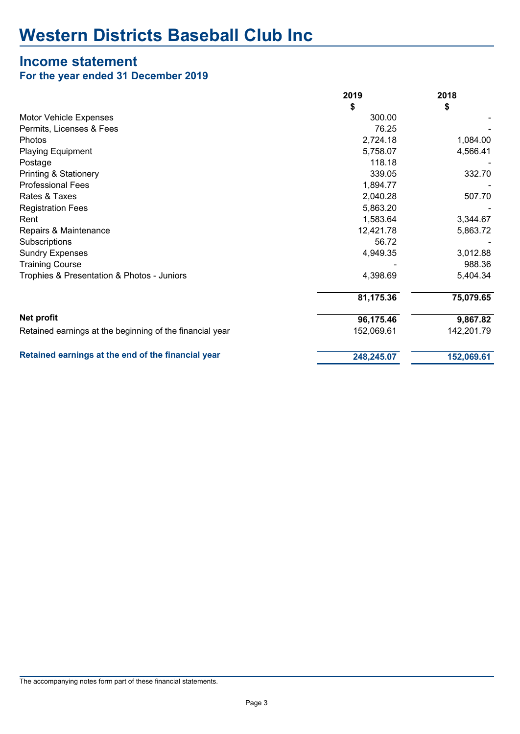# Western Districts Baseball Club Inc

## Income statement

### For the year ended 31 December 2019

| | 2019 | 2018 |
|---|---|---|
| | $ | $ |
| Motor Vehicle Expenses | 300.00 | - |
| Permits, Licenses & Fees | 76.25 | - |
| Photos | 2,724.18 | 1,084.00 |
| Playing Equipment | 5,758.07 | 4,566.41 |
| Postage | 118.18 | - |
| Printing & Stationery | 339.05 | 332.70 |
| Professional Fees | 1,894.77 | - |
| Rates & Taxes | 2,040.28 | 507.70 |
| Registration Fees | 5,863.20 | - |
| Rent | 1,583.64 | 3,344.67 |
| Repairs & Maintenance | 12,421.78 | 5,863.72 |
| Subscriptions | 56.72 | - |
| Sundry Expenses | 4,949.35 | 3,012.88 |
| Training Course | - | 988.36 |
| Trophies & Presentation & Photos - Juniors | 4,398.69 | 5,404.34 |
| | **81,175.36** | **75,079.65** |
| **Net profit** | **96,175.46** | **9,867.82** |
| Retained earnings at the beginning of the financial year | 152,069.61 | 142,201.79 |
| **Retained earnings at the end of the financial year** | **248,245.07** | **152,069.61** |

The accompanying notes form part of these financial statements.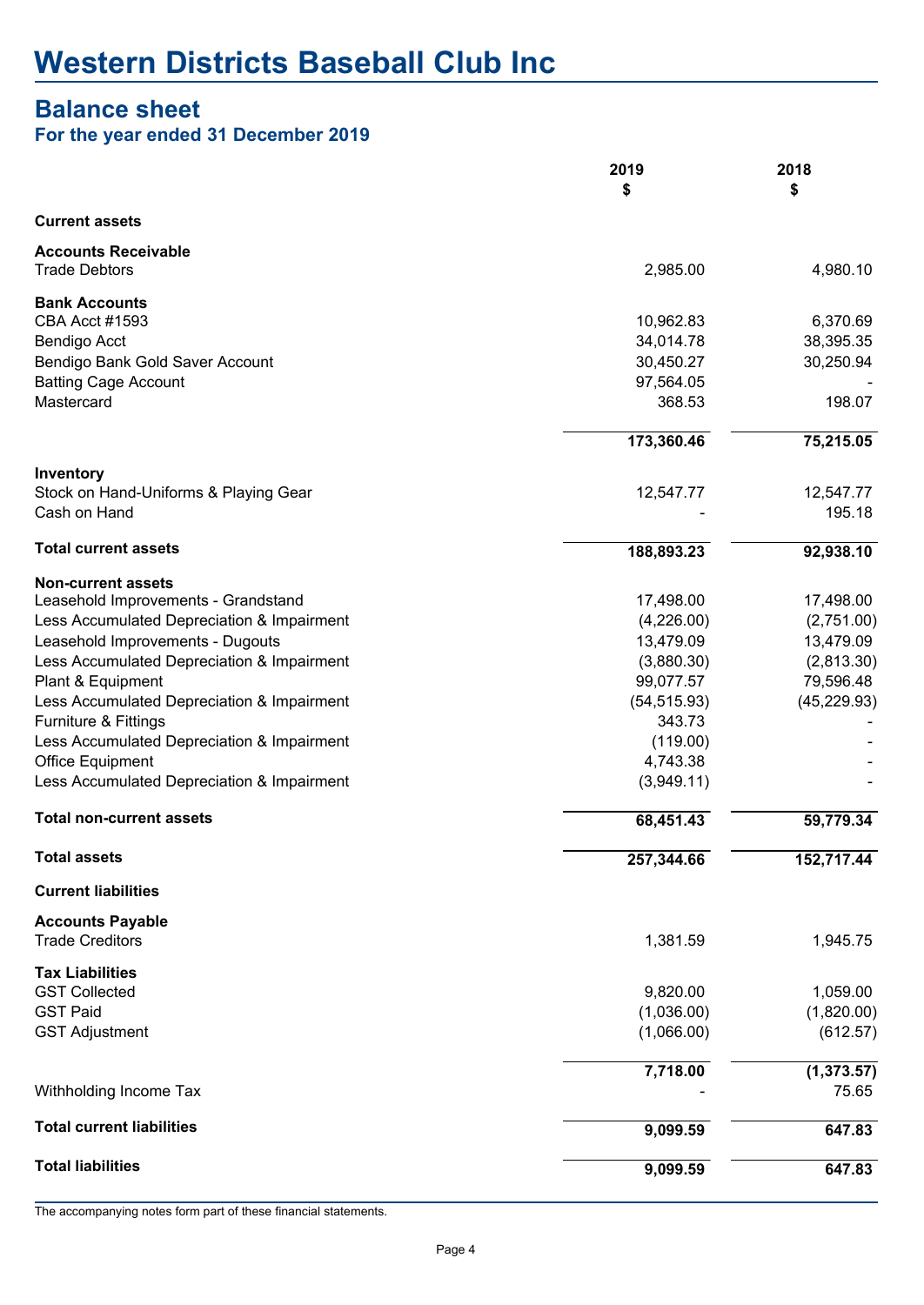# Western Districts Baseball Club Inc

## Balance sheet

### For the year ended 31 December 2019

| | 2019<br>$ | 2018<br>$ |
|---|---|---|
| **Current assets** | | |
| **Accounts Receivable** | | |
| Trade Debtors | 2,985.00 | 4,980.10 |
| **Bank Accounts** | | |
| CBA Acct #1593 | 10,962.83 | 6,370.69 |
| Bendigo Acct | 34,014.78 | 38,395.35 |
| Bendigo Bank Gold Saver Account | 30,450.27 | 30,250.94 |
| Batting Cage Account | 97,564.05 | - |
| Mastercard | 368.53 | 198.07 |
| | **173,360.46** | **75,215.05** |
| **Inventory** | | |
| Stock on Hand-Uniforms & Playing Gear | 12,547.77 | 12,547.77 |
| Cash on Hand | - | 195.18 |
| **Total current assets** | **188,893.23** | **92,938.10** |
| **Non-current assets** | | |
| Leasehold Improvements - Grandstand | 17,498.00 | 17,498.00 |
| Less Accumulated Depreciation & Impairment | (4,226.00) | (2,751.00) |
| Leasehold Improvements - Dugouts | 13,479.09 | 13,479.09 |
| Less Accumulated Depreciation & Impairment | (3,880.30) | (2,813.30) |
| Plant & Equipment | 99,077.57 | 79,596.48 |
| Less Accumulated Depreciation & Impairment | (54,515.93) | (45,229.93) |
| Furniture & Fittings | 343.73 | - |
| Less Accumulated Depreciation & Impairment | (119.00) | - |
| Office Equipment | 4,743.38 | - |
| Less Accumulated Depreciation & Impairment | (3,949.11) | - |
| **Total non-current assets** | **68,451.43** | **59,779.34** |
| **Total assets** | **257,344.66** | **152,717.44** |
| **Current liabilities** | | |
| **Accounts Payable** | | |
| Trade Creditors | 1,381.59 | 1,945.75 |
| **Tax Liabilities** | | |
| GST Collected | 9,820.00 | 1,059.00 |
| GST Paid | (1,036.00) | (1,820.00) |
| GST Adjustment | (1,066.00) | (612.57) |
| | **7,718.00** | **(1,373.57)** |
| Withholding Income Tax | - | 75.65 |
| **Total current liabilities** | **9,099.59** | **647.83** |
| **Total liabilities** | **9,099.59** | **647.83** |

The accompanying notes form part of these financial statements.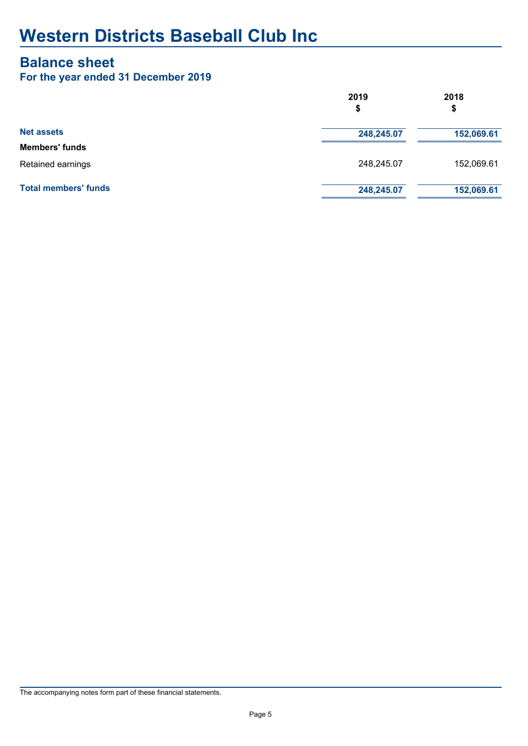# Western Districts Baseball Club Inc

## Balance sheet

### For the year ended 31 December 2019

| | 2019<br>$ | 2018<br>$ |
|---|---|---|
| **Net assets** | **248,245.07** | **152,069.61** |
| **Members' funds** | | |
| Retained earnings | 248,245.07 | 152,069.61 |
| **Total members' funds** | **248,245.07** | **152,069.61** |

The accompanying notes form part of these financial statements.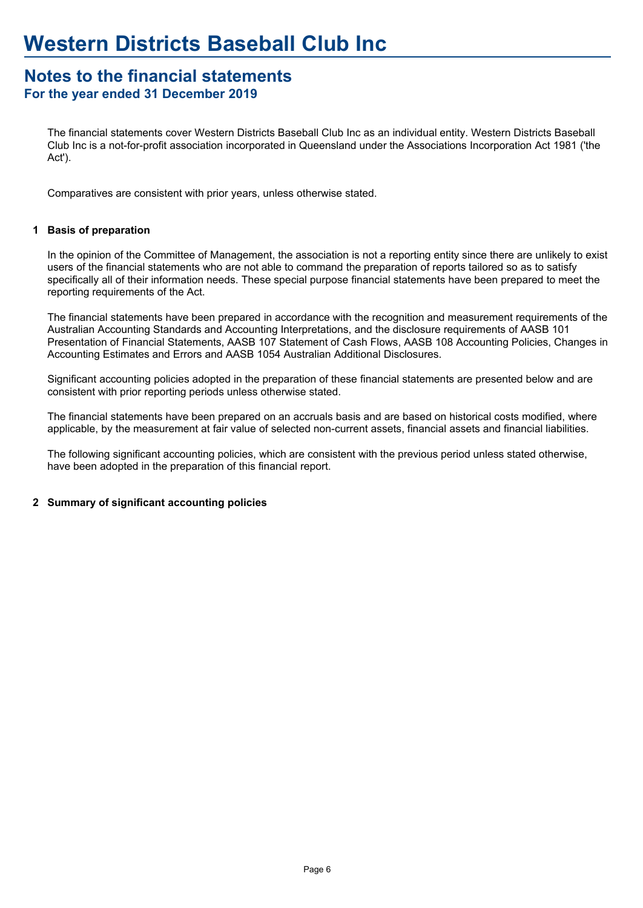# Western Districts Baseball Club Inc

## Notes to the financial statements
### For the year ended 31 December 2019

The financial statements cover Western Districts Baseball Club Inc as an individual entity. Western Districts Baseball Club Inc is a not-for-profit association incorporated in Queensland under the Associations Incorporation Act 1981 ('the Act').

Comparatives are consistent with prior years, unless otherwise stated.

**1 Basis of preparation**

In the opinion of the Committee of Management, the association is not a reporting entity since there are unlikely to exist users of the financial statements who are not able to command the preparation of reports tailored so as to satisfy specifically all of their information needs. These special purpose financial statements have been prepared to meet the reporting requirements of the Act.

The financial statements have been prepared in accordance with the recognition and measurement requirements of the Australian Accounting Standards and Accounting Interpretations, and the disclosure requirements of AASB 101 Presentation of Financial Statements, AASB 107 Statement of Cash Flows, AASB 108 Accounting Policies, Changes in Accounting Estimates and Errors and AASB 1054 Australian Additional Disclosures.

Significant accounting policies adopted in the preparation of these financial statements are presented below and are consistent with prior reporting periods unless otherwise stated.

The financial statements have been prepared on an accruals basis and are based on historical costs modified, where applicable, by the measurement at fair value of selected non-current assets, financial assets and financial liabilities.

The following significant accounting policies, which are consistent with the previous period unless stated otherwise, have been adopted in the preparation of this financial report.

**2 Summary of significant accounting policies**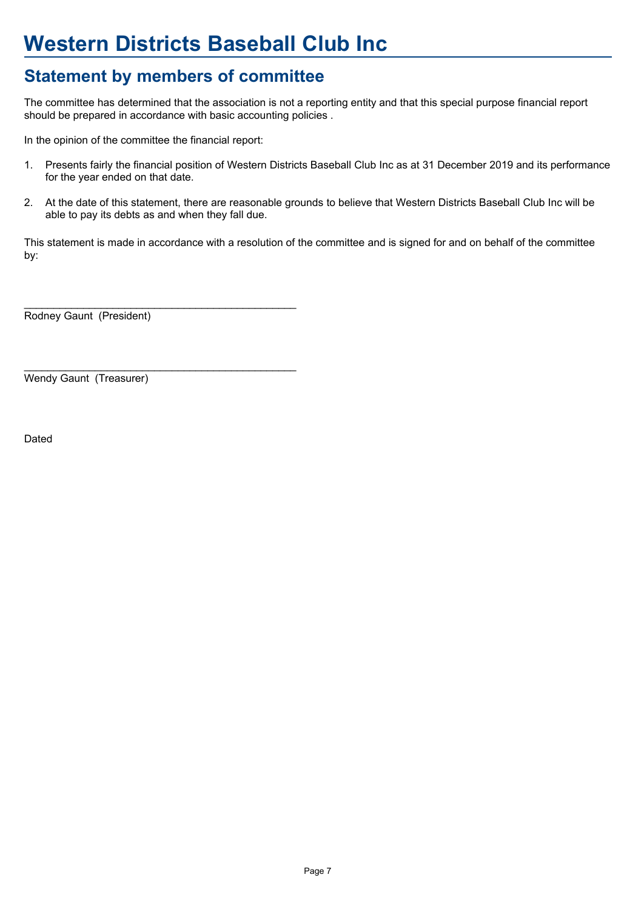# Western Districts Baseball Club Inc

## Statement by members of committee

The committee has determined that the association is not a reporting entity and that this special purpose financial report should be prepared in accordance with basic accounting policies .

In the opinion of the committee the financial report:

1. Presents fairly the financial position of Western Districts Baseball Club Inc as at 31 December 2019 and its performance for the year ended on that date.

2. At the date of this statement, there are reasonable grounds to believe that Western Districts Baseball Club Inc will be able to pay its debts as and when they fall due.

This statement is made in accordance with a resolution of the committee and is signed for and on behalf of the committee by:

_______________________________________________
Rodney Gaunt (President)

_______________________________________________
Wendy Gaunt (Treasurer)

Dated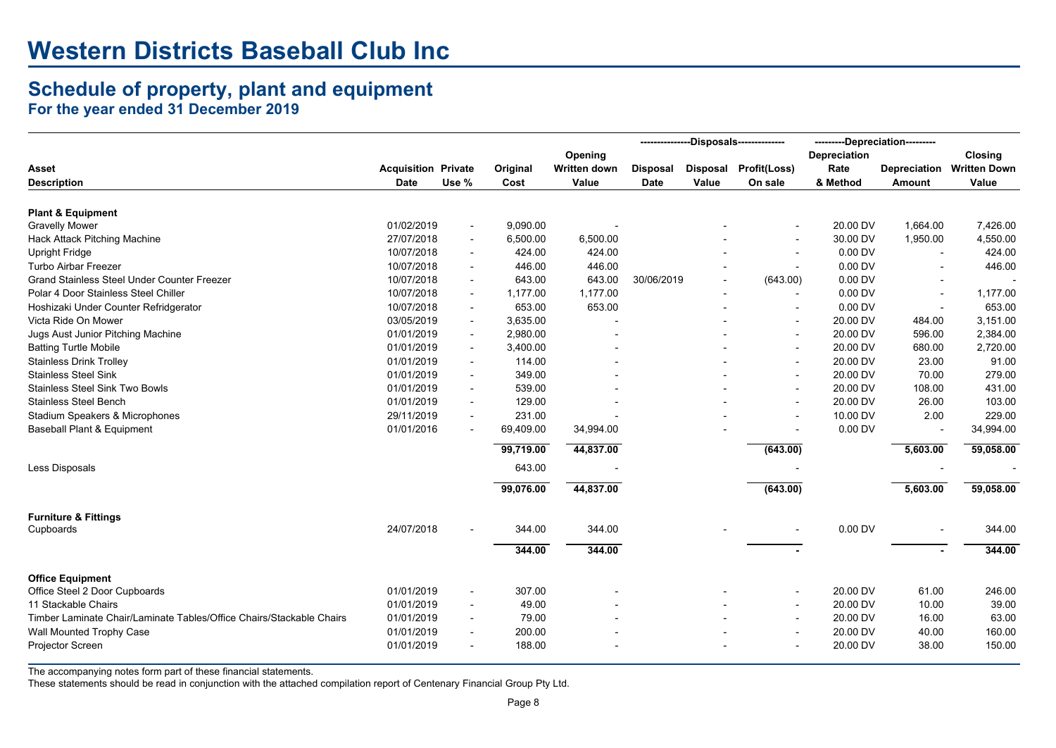# Western Districts Baseball Club Inc

## Schedule of property, plant and equipment

### For the year ended 31 December 2019

| Asset Description | Acquisition Date | Private Use % | Original Cost | Opening Written down Value | Disposals: Disposal Date | Disposals: Disposal Value | Disposals: Profit(Loss) On sale | Depreciation: Depreciation Rate & Method | Depreciation: Depreciation Amount | Closing Written Down Value |
|---|---|---|---|---|---|---|---|---|---|---|
| **Plant & Equipment** | | | | | | | | | | |
| Gravelly Mower | 01/02/2019 | - | 9,090.00 | - | | - | - | 20.00 DV | 1,664.00 | 7,426.00 |
| Hack Attack Pitching Machine | 27/07/2018 | - | 6,500.00 | 6,500.00 | | - | - | 30.00 DV | 1,950.00 | 4,550.00 |
| Upright Fridge | 10/07/2018 | - | 424.00 | 424.00 | | - | - | 0.00 DV | - | 424.00 |
| Turbo Airbar Freezer | 10/07/2018 | - | 446.00 | 446.00 | | - | - | 0.00 DV | - | 446.00 |
| Grand Stainless Steel Under Counter Freezer | 10/07/2018 | - | 643.00 | 643.00 | 30/06/2019 | - | (643.00) | 0.00 DV | - | - |
| Polar 4 Door Stainless Steel Chiller | 10/07/2018 | - | 1,177.00 | 1,177.00 | | - | - | 0.00 DV | - | 1,177.00 |
| Hoshizaki Under Counter Refridgerator | 10/07/2018 | - | 653.00 | 653.00 | | - | - | 0.00 DV | - | 653.00 |
| Victa Ride On Mower | 03/05/2019 | - | 3,635.00 | - | | - | - | 20.00 DV | 484.00 | 3,151.00 |
| Jugs Aust Junior Pitching Machine | 01/01/2019 | - | 2,980.00 | - | | - | - | 20.00 DV | 596.00 | 2,384.00 |
| Batting Turtle Mobile | 01/01/2019 | - | 3,400.00 | - | | - | - | 20.00 DV | 680.00 | 2,720.00 |
| Stainless Drink Trolley | 01/01/2019 | - | 114.00 | - | | - | - | 20.00 DV | 23.00 | 91.00 |
| Stainless Steel Sink | 01/01/2019 | - | 349.00 | - | | - | - | 20.00 DV | 70.00 | 279.00 |
| Stainless Steel Sink Two Bowls | 01/01/2019 | - | 539.00 | - | | - | - | 20.00 DV | 108.00 | 431.00 |
| Stainless Steel Bench | 01/01/2019 | - | 129.00 | - | | - | - | 20.00 DV | 26.00 | 103.00 |
| Stadium Speakers & Microphones | 29/11/2019 | - | 231.00 | - | | - | - | 10.00 DV | 2.00 | 229.00 |
| Baseball Plant & Equipment | 01/01/2016 | - | 69,409.00 | 34,994.00 | | - | - | 0.00 DV | - | 34,994.00 |
| | | | **99,719.00** | **44,837.00** | | | **(643.00)** | | **5,603.00** | **59,058.00** |
| Less Disposals | | | 643.00 | - | | | - | | - | - |
| | | | **99,076.00** | **44,837.00** | | | **(643.00)** | | **5,603.00** | **59,058.00** |
| **Furniture & Fittings** | | | | | | | | | | |
| Cupboards | 24/07/2018 | - | 344.00 | 344.00 | | - | - | 0.00 DV | - | 344.00 |
| | | | **344.00** | **344.00** | | | **-** | | **-** | **344.00** |
| **Office Equipment** | | | | | | | | | | |
| Office Steel 2 Door Cupboards | 01/01/2019 | - | 307.00 | - | | - | - | 20.00 DV | 61.00 | 246.00 |
| 11 Stackable Chairs | 01/01/2019 | - | 49.00 | - | | - | - | 20.00 DV | 10.00 | 39.00 |
| Timber Laminate Chair/Laminate Tables/Office Chairs/Stackable Chairs | 01/01/2019 | - | 79.00 | - | | - | - | 20.00 DV | 16.00 | 63.00 |
| Wall Mounted Trophy Case | 01/01/2019 | - | 200.00 | - | | - | - | 20.00 DV | 40.00 | 160.00 |
| Projector Screen | 01/01/2019 | - | 188.00 | - | | - | - | 20.00 DV | 38.00 | 150.00 |

The accompanying notes form part of these financial statements.

These statements should be read in conjunction with the attached compilation report of Centenary Financial Group Pty Ltd.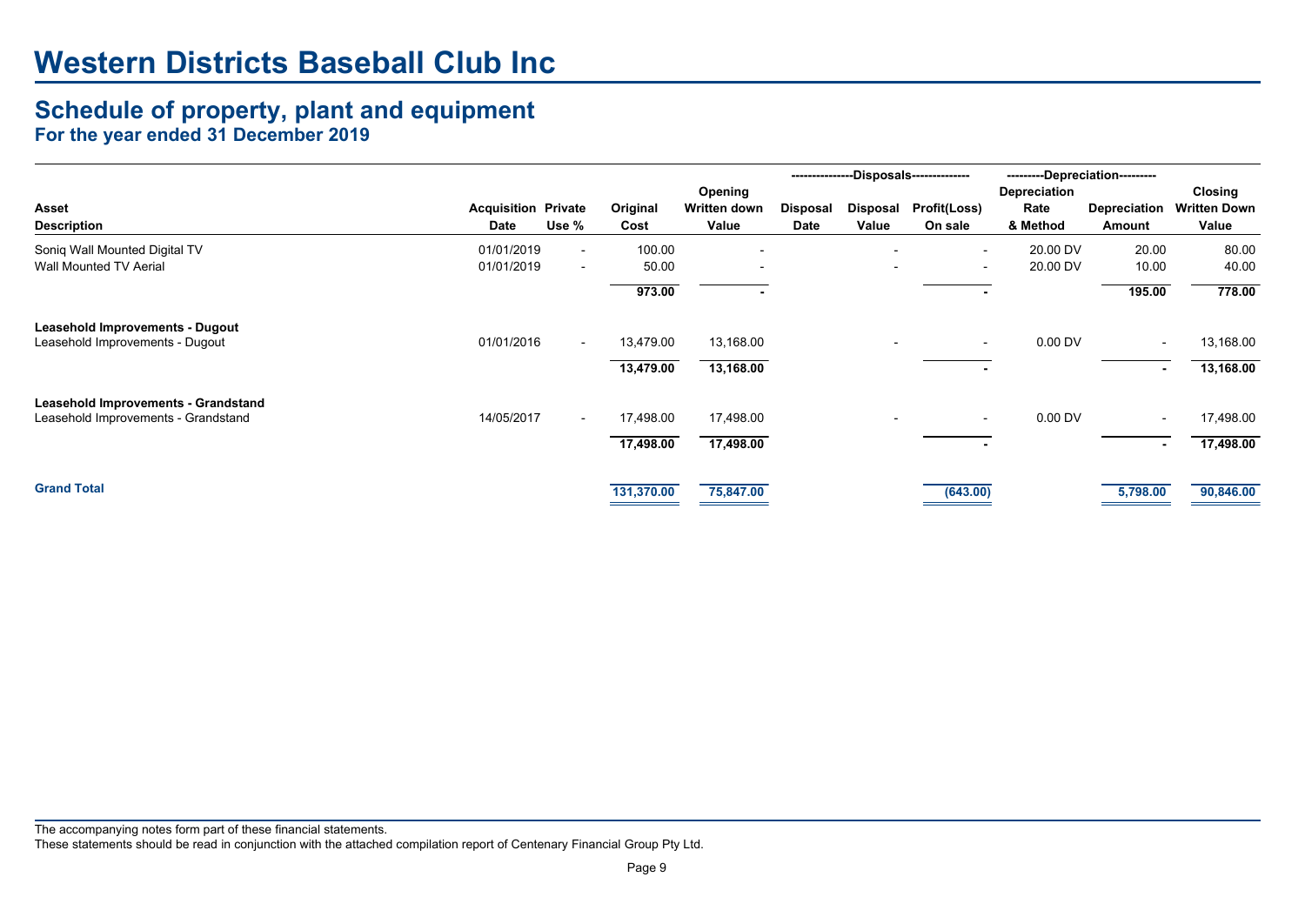# Western Districts Baseball Club Inc

## Schedule of property, plant and equipment

### For the year ended 31 December 2019

| Asset Description | Acquisition Date | Private Use % | Original Cost | Opening Written down Value | Disposals: Disposal Date | Disposals: Disposal Value | Disposals: Profit(Loss) On sale | Depreciation: Depreciation Rate & Method | Depreciation: Depreciation Amount | Closing Written Down Value |
|---|---|---|---|---|---|---|---|---|---|---|
| Soniq Wall Mounted Digital TV | 01/01/2019 | - | 100.00 | - | | - | - | 20.00 DV | 20.00 | 80.00 |
| Wall Mounted TV Aerial | 01/01/2019 | - | 50.00 | - | | - | - | 20.00 DV | 10.00 | 40.00 |
| | | | **973.00** | **-** | | | **-** | | **195.00** | **778.00** |
| **Leasehold Improvements - Dugout** | | | | | | | | | | |
| Leasehold Improvements - Dugout | 01/01/2016 | - | 13,479.00 | 13,168.00 | | - | - | 0.00 DV | - | 13,168.00 |
| | | | **13,479.00** | **13,168.00** | | | **-** | | **-** | **13,168.00** |
| **Leasehold Improvements - Grandstand** | | | | | | | | | | |
| Leasehold Improvements - Grandstand | 14/05/2017 | - | 17,498.00 | 17,498.00 | | - | - | 0.00 DV | - | 17,498.00 |
| | | | **17,498.00** | **17,498.00** | | | **-** | | **-** | **17,498.00** |
| **Grand Total** | | | **131,370.00** | **75,847.00** | | | **(643.00)** | | **5,798.00** | **90,846.00** |

The accompanying notes form part of these financial statements.
These statements should be read in conjunction with the attached compilation report of Centenary Financial Group Pty Ltd.